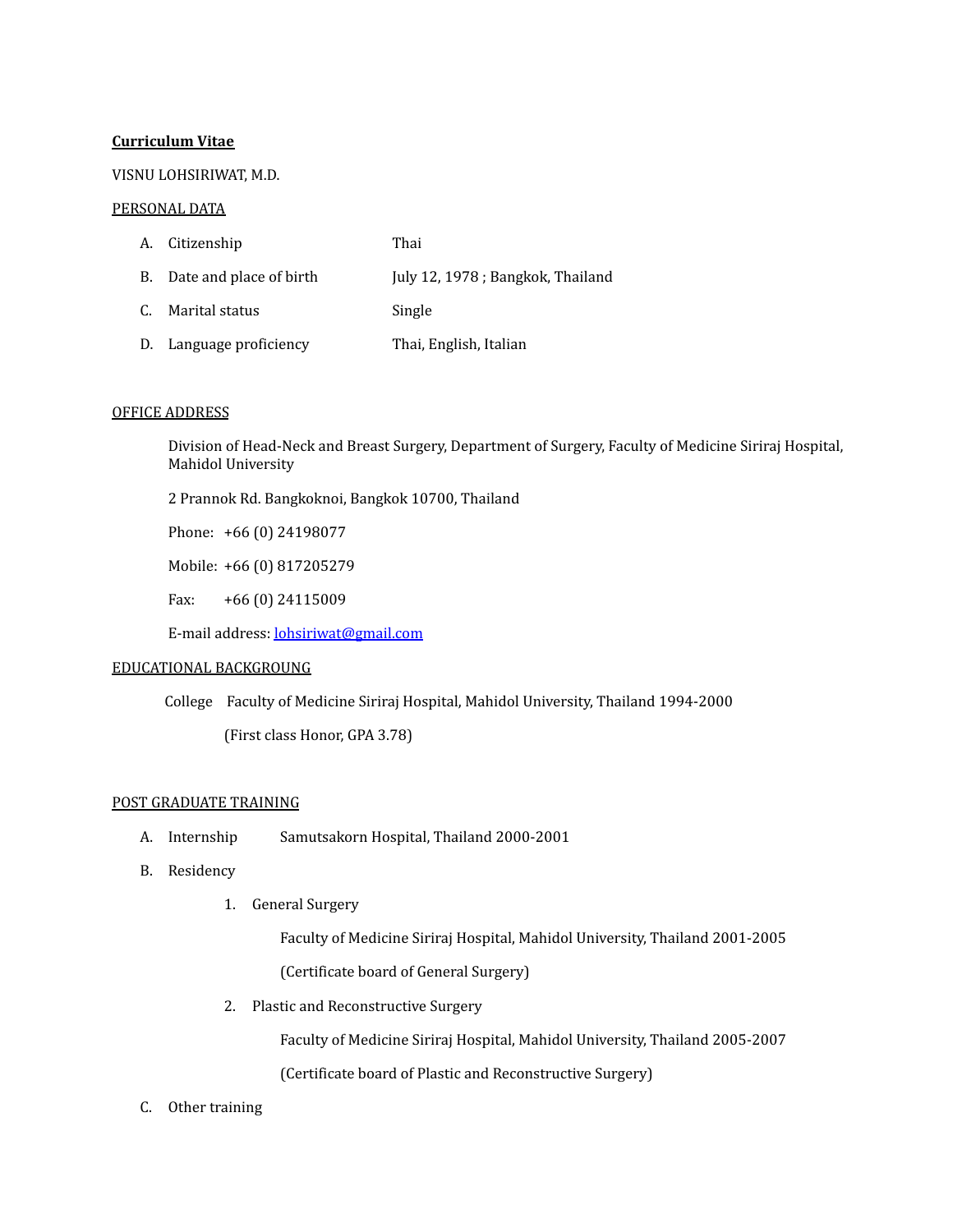**Curriculum Vitae**

VISNU LOHSIRIWAT, M.D.

PERSONAL DATA

A. Citizenship — Thai
B. Date and place of birth — July 12, 1978 ; Bangkok, Thailand
C. Marital status — Single
D. Language proficiency — Thai, English, Italian

OFFICE ADDRESS

Division of Head-Neck and Breast Surgery, Department of Surgery, Faculty of Medicine Siriraj Hospital, Mahidol University

2 Prannok Rd. Bangkoknoi, Bangkok 10700, Thailand

Phone: +66 (0) 24198077

Mobile: +66 (0) 817205279

Fax: +66 (0) 24115009

E-mail address: lohsiriwat@gmail.com

EDUCATIONAL BACKGROUNG

College  Faculty of Medicine Siriraj Hospital, Mahidol University, Thailand 1994-2000

(First class Honor, GPA 3.78)

POST GRADUATE TRAINING

A. Internship  Samutsakorn Hospital, Thailand 2000-2001
B. Residency
   1. General Surgery

      Faculty of Medicine Siriraj Hospital, Mahidol University, Thailand 2001-2005

      (Certificate board of General Surgery)

   2. Plastic and Reconstructive Surgery

      Faculty of Medicine Siriraj Hospital, Mahidol University, Thailand 2005-2007

      (Certificate board of Plastic and Reconstructive Surgery)

C. Other training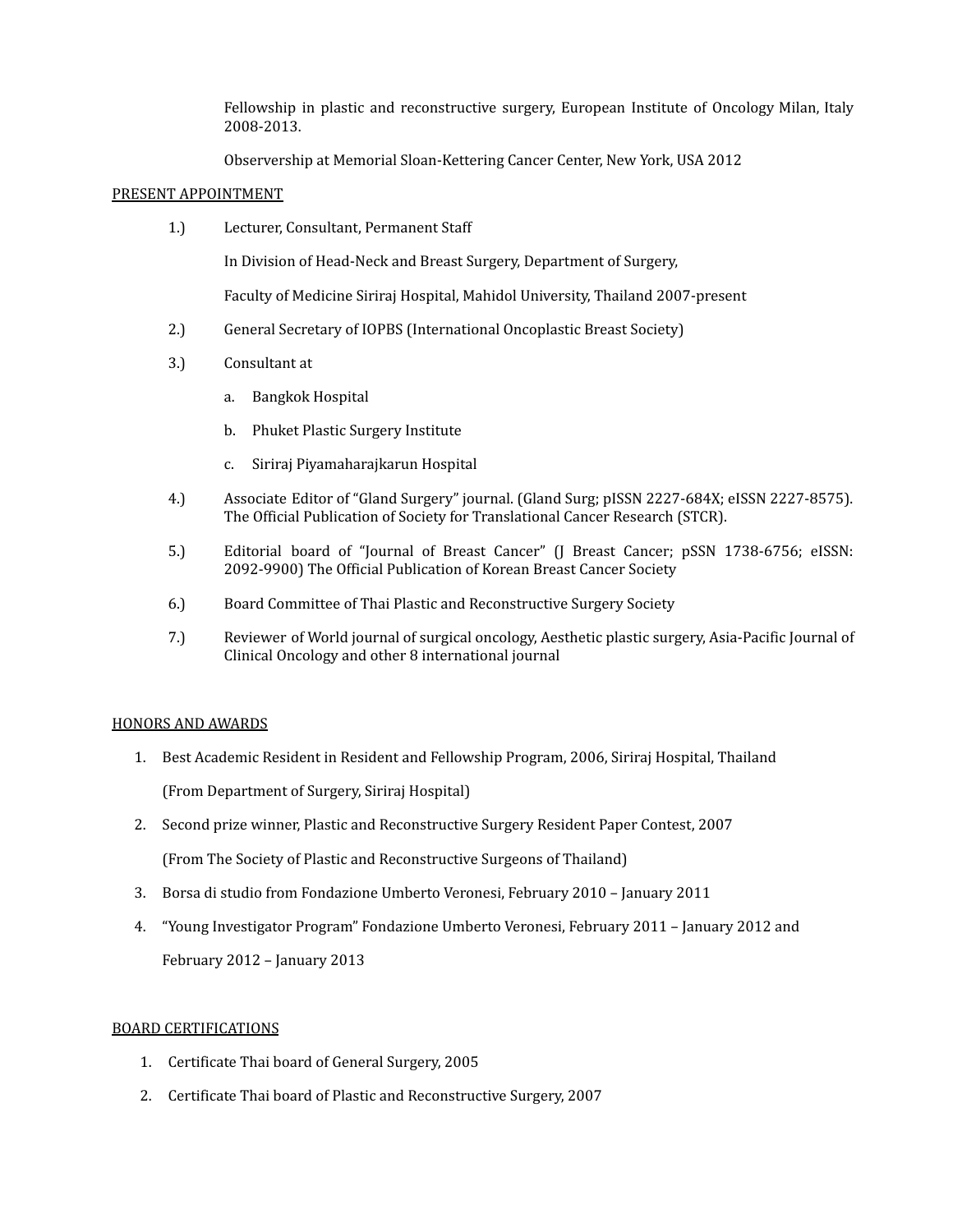Fellowship in plastic and reconstructive surgery, European Institute of Oncology Milan, Italy 2008-2013.

Observership at Memorial Sloan-Kettering Cancer Center, New York, USA 2012

## PRESENT APPOINTMENT

1.) Lecturer, Consultant, Permanent Staff

   In Division of Head-Neck and Breast Surgery, Department of Surgery,

   Faculty of Medicine Siriraj Hospital, Mahidol University, Thailand 2007-present

2.) General Secretary of IOPBS (International Oncoplastic Breast Society)

3.) Consultant at

   a. Bangkok Hospital

   b. Phuket Plastic Surgery Institute

   c. Siriraj Piyamaharajkarun Hospital

4.) Associate Editor of "Gland Surgery" journal. (Gland Surg; pISSN 2227-684X; eISSN 2227-8575). The Official Publication of Society for Translational Cancer Research (STCR).

5.) Editorial board of "Journal of Breast Cancer" (J Breast Cancer; pSSN 1738-6756; eISSN: 2092-9900) The Official Publication of Korean Breast Cancer Society

6.) Board Committee of Thai Plastic and Reconstructive Surgery Society

7.) Reviewer of World journal of surgical oncology, Aesthetic plastic surgery, Asia-Pacific Journal of Clinical Oncology and other 8 international journal

## HONORS AND AWARDS

1. Best Academic Resident in Resident and Fellowship Program, 2006, Siriraj Hospital, Thailand

   (From Department of Surgery, Siriraj Hospital)

2. Second prize winner, Plastic and Reconstructive Surgery Resident Paper Contest, 2007

   (From The Society of Plastic and Reconstructive Surgeons of Thailand)

3. Borsa di studio from Fondazione Umberto Veronesi, February 2010 – January 2011

4. "Young Investigator Program" Fondazione Umberto Veronesi, February 2011 – January 2012 and

   February 2012 – January 2013

## BOARD CERTIFICATIONS

1. Certificate Thai board of General Surgery, 2005

2. Certificate Thai board of Plastic and Reconstructive Surgery, 2007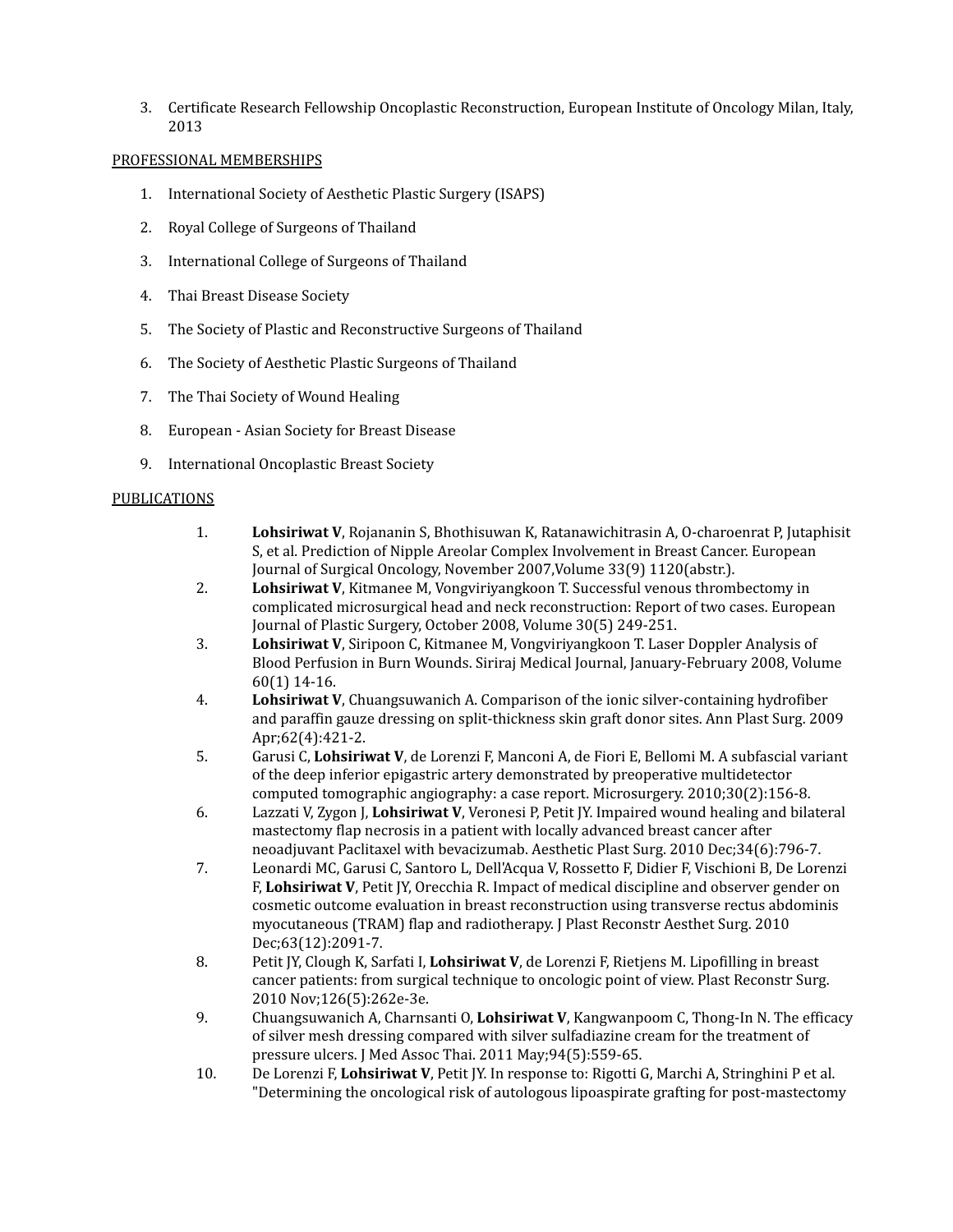3. Certificate Research Fellowship Oncoplastic Reconstruction, European Institute of Oncology Milan, Italy, 2013

PROFESSIONAL MEMBERSHIPS

1. International Society of Aesthetic Plastic Surgery (ISAPS)
2. Royal College of Surgeons of Thailand
3. International College of Surgeons of Thailand
4. Thai Breast Disease Society
5. The Society of Plastic and Reconstructive Surgeons of Thailand
6. The Society of Aesthetic Plastic Surgeons of Thailand
7. The Thai Society of Wound Healing
8. European - Asian Society for Breast Disease
9. International Oncoplastic Breast Society

PUBLICATIONS

1. **Lohsiriwat V**, Rojananin S, Bhothisuwan K, Ratanawichitrasin A, O-charoenrat P, Jutaphisit S, et al. Prediction of Nipple Areolar Complex Involvement in Breast Cancer. European Journal of Surgical Oncology, November 2007,Volume 33(9) 1120(abstr.).
2. **Lohsiriwat V**, Kitmanee M, Vongviriyangkoon T. Successful venous thrombectomy in complicated microsurgical head and neck reconstruction: Report of two cases. European Journal of Plastic Surgery, October 2008, Volume 30(5) 249-251.
3. **Lohsiriwat V**, Siripoon C, Kitmanee M, Vongviriyangkoon T. Laser Doppler Analysis of Blood Perfusion in Burn Wounds. Siriraj Medical Journal, January-February 2008, Volume 60(1) 14-16.
4. **Lohsiriwat V**, Chuangsuwanich A. Comparison of the ionic silver-containing hydrofiber and paraffin gauze dressing on split-thickness skin graft donor sites. Ann Plast Surg. 2009 Apr;62(4):421-2.
5. Garusi C, **Lohsiriwat V**, de Lorenzi F, Manconi A, de Fiori E, Bellomi M. A subfascial variant of the deep inferior epigastric artery demonstrated by preoperative multidetector computed tomographic angiography: a case report. Microsurgery. 2010;30(2):156-8.
6. Lazzati V, Zygon J, **Lohsiriwat V**, Veronesi P, Petit JY. Impaired wound healing and bilateral mastectomy flap necrosis in a patient with locally advanced breast cancer after neoadjuvant Paclitaxel with bevacizumab. Aesthetic Plast Surg. 2010 Dec;34(6):796-7.
7. Leonardi MC, Garusi C, Santoro L, Dell'Acqua V, Rossetto F, Didier F, Vischioni B, De Lorenzi F, **Lohsiriwat V**, Petit JY, Orecchia R. Impact of medical discipline and observer gender on cosmetic outcome evaluation in breast reconstruction using transverse rectus abdominis myocutaneous (TRAM) flap and radiotherapy. J Plast Reconstr Aesthet Surg. 2010 Dec;63(12):2091-7.
8. Petit JY, Clough K, Sarfati I, **Lohsiriwat V**, de Lorenzi F, Rietjens M. Lipofilling in breast cancer patients: from surgical technique to oncologic point of view. Plast Reconstr Surg. 2010 Nov;126(5):262e-3e.
9. Chuangsuwanich A, Charnsanti O, **Lohsiriwat V**, Kangwanpoom C, Thong-In N. The efficacy of silver mesh dressing compared with silver sulfadiazine cream for the treatment of pressure ulcers. J Med Assoc Thai. 2011 May;94(5):559-65.
10. De Lorenzi F, **Lohsiriwat V**, Petit JY. In response to: Rigotti G, Marchi A, Stringhini P et al. "Determining the oncological risk of autologous lipoaspirate grafting for post-mastectomy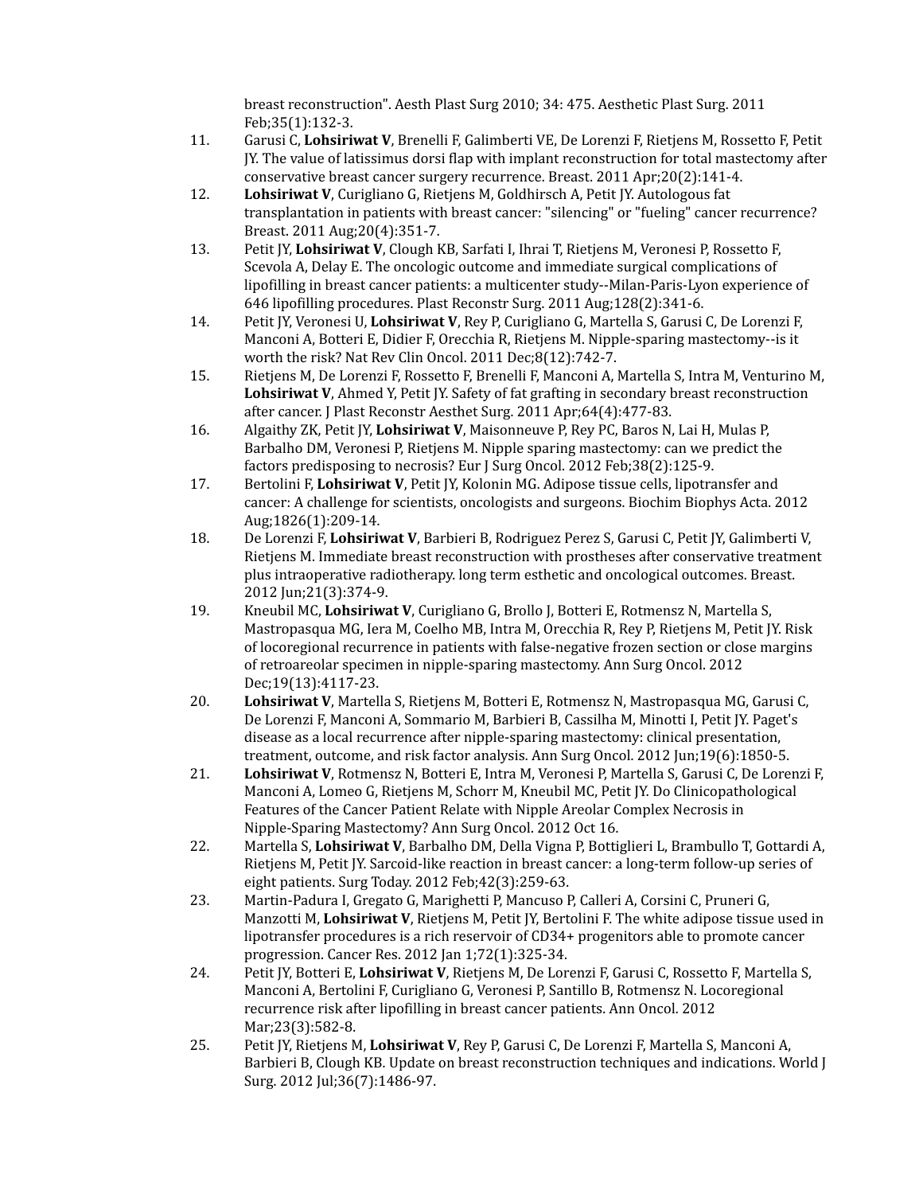breast reconstruction". Aesth Plast Surg 2010; 34: 475. Aesthetic Plast Surg. 2011 Feb;35(1):132-3.

11. Garusi C, **Lohsiriwat V**, Brenelli F, Galimberti VE, De Lorenzi F, Rietjens M, Rossetto F, Petit JY. The value of latissimus dorsi flap with implant reconstruction for total mastectomy after conservative breast cancer surgery recurrence. Breast. 2011 Apr;20(2):141-4.
12. **Lohsiriwat V**, Curigliano G, Rietjens M, Goldhirsch A, Petit JY. Autologous fat transplantation in patients with breast cancer: "silencing" or "fueling" cancer recurrence? Breast. 2011 Aug;20(4):351-7.
13. Petit JY, **Lohsiriwat V**, Clough KB, Sarfati I, Ihrai T, Rietjens M, Veronesi P, Rossetto F, Scevola A, Delay E. The oncologic outcome and immediate surgical complications of lipofilling in breast cancer patients: a multicenter study--Milan-Paris-Lyon experience of 646 lipofilling procedures. Plast Reconstr Surg. 2011 Aug;128(2):341-6.
14. Petit JY, Veronesi U, **Lohsiriwat V**, Rey P, Curigliano G, Martella S, Garusi C, De Lorenzi F, Manconi A, Botteri E, Didier F, Orecchia R, Rietjens M. Nipple-sparing mastectomy--is it worth the risk? Nat Rev Clin Oncol. 2011 Dec;8(12):742-7.
15. Rietjens M, De Lorenzi F, Rossetto F, Brenelli F, Manconi A, Martella S, Intra M, Venturino M, **Lohsiriwat V**, Ahmed Y, Petit JY. Safety of fat grafting in secondary breast reconstruction after cancer. J Plast Reconstr Aesthet Surg. 2011 Apr;64(4):477-83.
16. Algaithy ZK, Petit JY, **Lohsiriwat V**, Maisonneuve P, Rey PC, Baros N, Lai H, Mulas P, Barbalho DM, Veronesi P, Rietjens M. Nipple sparing mastectomy: can we predict the factors predisposing to necrosis? Eur J Surg Oncol. 2012 Feb;38(2):125-9.
17. Bertolini F, **Lohsiriwat V**, Petit JY, Kolonin MG. Adipose tissue cells, lipotransfer and cancer: A challenge for scientists, oncologists and surgeons. Biochim Biophys Acta. 2012 Aug;1826(1):209-14.
18. De Lorenzi F, **Lohsiriwat V**, Barbieri B, Rodriguez Perez S, Garusi C, Petit JY, Galimberti V, Rietjens M. Immediate breast reconstruction with prostheses after conservative treatment plus intraoperative radiotherapy. long term esthetic and oncological outcomes. Breast. 2012 Jun;21(3):374-9.
19. Kneubil MC, **Lohsiriwat V**, Curigliano G, Brollo J, Botteri E, Rotmensz N, Martella S, Mastropasqua MG, Iera M, Coelho MB, Intra M, Orecchia R, Rey P, Rietjens M, Petit JY. Risk of locoregional recurrence in patients with false-negative frozen section or close margins of retroareolar specimen in nipple-sparing mastectomy. Ann Surg Oncol. 2012 Dec;19(13):4117-23.
20. **Lohsiriwat V**, Martella S, Rietjens M, Botteri E, Rotmensz N, Mastropasqua MG, Garusi C, De Lorenzi F, Manconi A, Sommario M, Barbieri B, Cassilha M, Minotti I, Petit JY. Paget's disease as a local recurrence after nipple-sparing mastectomy: clinical presentation, treatment, outcome, and risk factor analysis. Ann Surg Oncol. 2012 Jun;19(6):1850-5.
21. **Lohsiriwat V**, Rotmensz N, Botteri E, Intra M, Veronesi P, Martella S, Garusi C, De Lorenzi F, Manconi A, Lomeo G, Rietjens M, Schorr M, Kneubil MC, Petit JY. Do Clinicopathological Features of the Cancer Patient Relate with Nipple Areolar Complex Necrosis in Nipple-Sparing Mastectomy? Ann Surg Oncol. 2012 Oct 16.
22. Martella S, **Lohsiriwat V**, Barbalho DM, Della Vigna P, Bottiglieri L, Brambullo T, Gottardi A, Rietjens M, Petit JY. Sarcoid-like reaction in breast cancer: a long-term follow-up series of eight patients. Surg Today. 2012 Feb;42(3):259-63.
23. Martin-Padura I, Gregato G, Marighetti P, Mancuso P, Calleri A, Corsini C, Pruneri G, Manzotti M, **Lohsiriwat V**, Rietjens M, Petit JY, Bertolini F. The white adipose tissue used in lipotransfer procedures is a rich reservoir of CD34+ progenitors able to promote cancer progression. Cancer Res. 2012 Jan 1;72(1):325-34.
24. Petit JY, Botteri E, **Lohsiriwat V**, Rietjens M, De Lorenzi F, Garusi C, Rossetto F, Martella S, Manconi A, Bertolini F, Curigliano G, Veronesi P, Santillo B, Rotmensz N. Locoregional recurrence risk after lipofilling in breast cancer patients. Ann Oncol. 2012 Mar;23(3):582-8.
25. Petit JY, Rietjens M, **Lohsiriwat V**, Rey P, Garusi C, De Lorenzi F, Martella S, Manconi A, Barbieri B, Clough KB. Update on breast reconstruction techniques and indications. World J Surg. 2012 Jul;36(7):1486-97.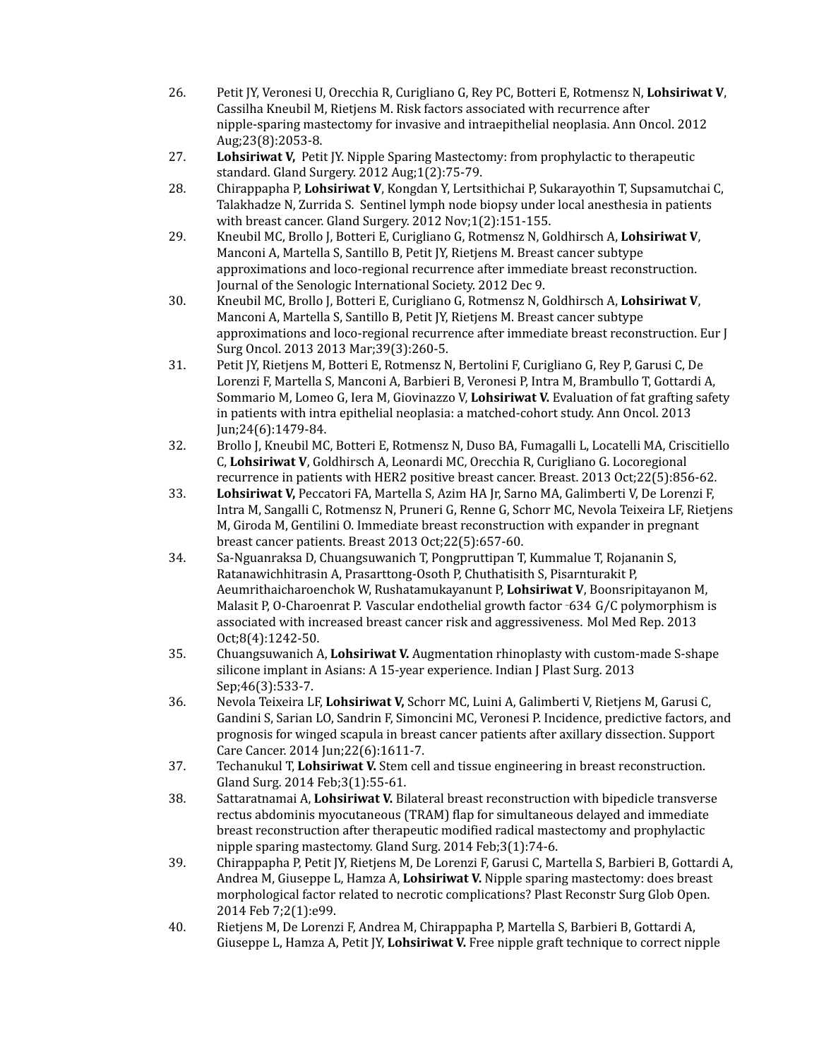26. Petit JY, Veronesi U, Orecchia R, Curigliano G, Rey PC, Botteri E, Rotmensz N, **Lohsiriwat V**, Cassilha Kneubil M, Rietjens M. Risk factors associated with recurrence after nipple-sparing mastectomy for invasive and intraepithelial neoplasia. Ann Oncol. 2012 Aug;23(8):2053-8.
27. **Lohsiriwat V,** Petit JY. Nipple Sparing Mastectomy: from prophylactic to therapeutic standard. Gland Surgery. 2012 Aug;1(2):75-79.
28. Chirappapha P, **Lohsiriwat V**, Kongdan Y, Lertsithichai P, Sukarayothin T, Supsamutchai C, Talakhadze N, Zurrida S. Sentinel lymph node biopsy under local anesthesia in patients with breast cancer. Gland Surgery. 2012 Nov;1(2):151-155.
29. Kneubil MC, Brollo J, Botteri E, Curigliano G, Rotmensz N, Goldhirsch A, **Lohsiriwat V**, Manconi A, Martella S, Santillo B, Petit JY, Rietjens M. Breast cancer subtype approximations and loco-regional recurrence after immediate breast reconstruction. Journal of the Senologic International Society. 2012 Dec 9.
30. Kneubil MC, Brollo J, Botteri E, Curigliano G, Rotmensz N, Goldhirsch A, **Lohsiriwat V**, Manconi A, Martella S, Santillo B, Petit JY, Rietjens M. Breast cancer subtype approximations and loco-regional recurrence after immediate breast reconstruction. Eur J Surg Oncol. 2013 2013 Mar;39(3):260-5.
31. Petit JY, Rietjens M, Botteri E, Rotmensz N, Bertolini F, Curigliano G, Rey P, Garusi C, De Lorenzi F, Martella S, Manconi A, Barbieri B, Veronesi P, Intra M, Brambullo T, Gottardi A, Sommario M, Lomeo G, Iera M, Giovinazzo V, **Lohsiriwat V.** Evaluation of fat grafting safety in patients with intra epithelial neoplasia: a matched-cohort study. Ann Oncol. 2013 Jun;24(6):1479-84.
32. Brollo J, Kneubil MC, Botteri E, Rotmensz N, Duso BA, Fumagalli L, Locatelli MA, Criscitiello C, **Lohsiriwat V**, Goldhirsch A, Leonardi MC, Orecchia R, Curigliano G. Locoregional recurrence in patients with HER2 positive breast cancer. Breast. 2013 Oct;22(5):856-62.
33. **Lohsiriwat V,** Peccatori FA, Martella S, Azim HA Jr, Sarno MA, Galimberti V, De Lorenzi F, Intra M, Sangalli C, Rotmensz N, Pruneri G, Renne G, Schorr MC, Nevola Teixeira LF, Rietjens M, Giroda M, Gentilini O. Immediate breast reconstruction with expander in pregnant breast cancer patients. Breast 2013 Oct;22(5):657-60.
34. Sa-Nguanraksa D, Chuangsuwanich T, Pongpruttipan T, Kummalue T, Rojananin S, Ratanawichhitrasin A, Prasarttong-Osoth P, Chuthatisith S, Pisarnturakit P, Aeumrithaicharoenchok W, Rushatamukayanunt P, **Lohsiriwat V**, Boonsripitayanon M, Malasit P, O-Charoenrat P. Vascular endothelial growth factor -634 G/C polymorphism is associated with increased breast cancer risk and aggressiveness. Mol Med Rep. 2013 Oct;8(4):1242-50.
35. Chuangsuwanich A, **Lohsiriwat V.** Augmentation rhinoplasty with custom-made S-shape silicone implant in Asians: A 15-year experience. Indian J Plast Surg. 2013 Sep;46(3):533-7.
36. Nevola Teixeira LF, **Lohsiriwat V,** Schorr MC, Luini A, Galimberti V, Rietjens M, Garusi C, Gandini S, Sarian LO, Sandrin F, Simoncini MC, Veronesi P. Incidence, predictive factors, and prognosis for winged scapula in breast cancer patients after axillary dissection. Support Care Cancer. 2014 Jun;22(6):1611-7.
37. Techanukul T, **Lohsiriwat V.** Stem cell and tissue engineering in breast reconstruction. Gland Surg. 2014 Feb;3(1):55-61.
38. Sattaratnamai A, **Lohsiriwat V.** Bilateral breast reconstruction with bipedicle transverse rectus abdominis myocutaneous (TRAM) flap for simultaneous delayed and immediate breast reconstruction after therapeutic modified radical mastectomy and prophylactic nipple sparing mastectomy. Gland Surg. 2014 Feb;3(1):74-6.
39. Chirappapha P, Petit JY, Rietjens M, De Lorenzi F, Garusi C, Martella S, Barbieri B, Gottardi A, Andrea M, Giuseppe L, Hamza A, **Lohsiriwat V.** Nipple sparing mastectomy: does breast morphological factor related to necrotic complications? Plast Reconstr Surg Glob Open. 2014 Feb 7;2(1):e99.
40. Rietjens M, De Lorenzi F, Andrea M, Chirappapha P, Martella S, Barbieri B, Gottardi A, Giuseppe L, Hamza A, Petit JY, **Lohsiriwat V.** Free nipple graft technique to correct nipple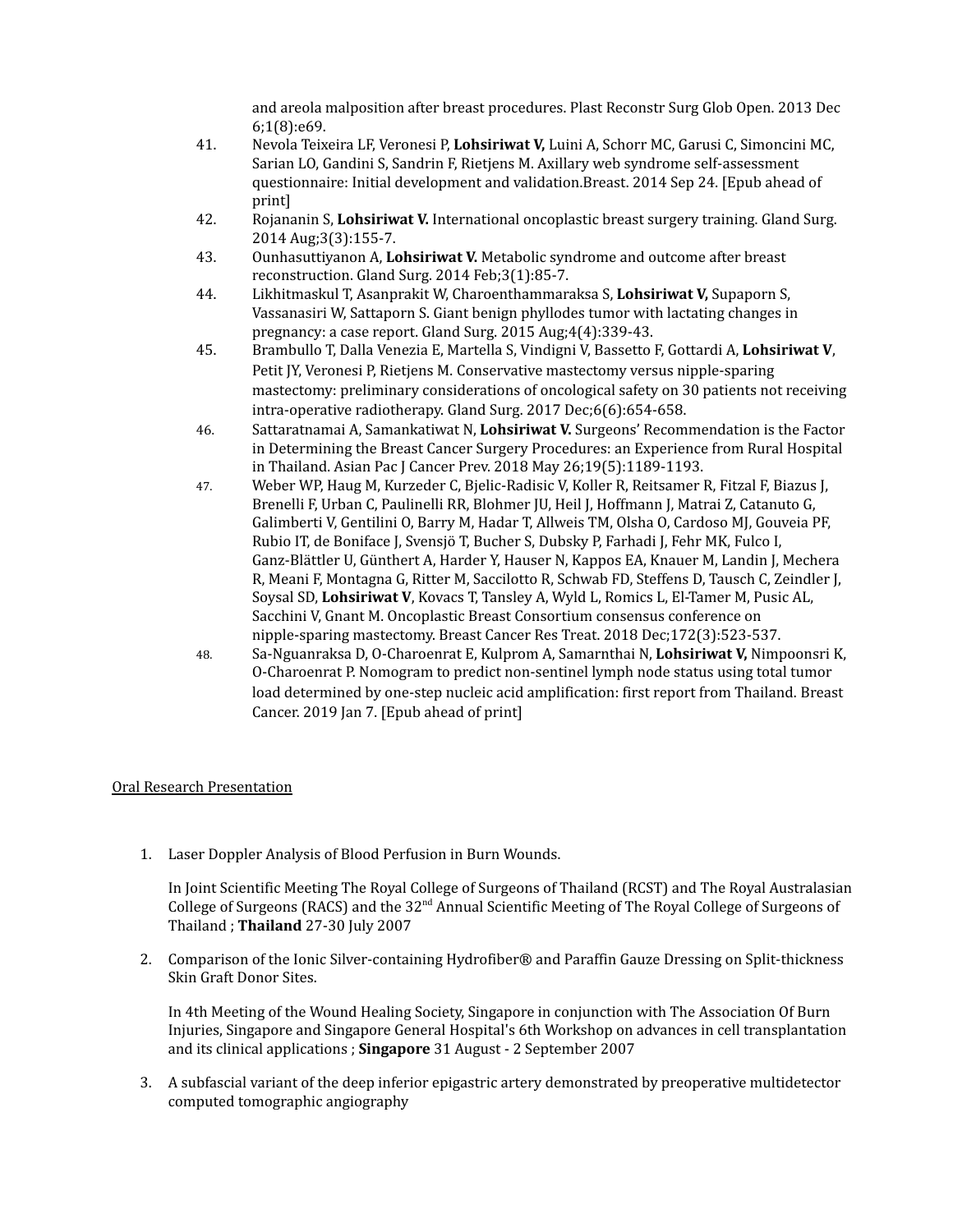and areola malposition after breast procedures. Plast Reconstr Surg Glob Open. 2013 Dec 6;1(8):e69.

41. Nevola Teixeira LF, Veronesi P, **Lohsiriwat V,** Luini A, Schorr MC, Garusi C, Simoncini MC, Sarian LO, Gandini S, Sandrin F, Rietjens M. Axillary web syndrome self-assessment questionnaire: Initial development and validation.Breast. 2014 Sep 24. [Epub ahead of print]
42. Rojananin S, **Lohsiriwat V.** International oncoplastic breast surgery training. Gland Surg. 2014 Aug;3(3):155-7.
43. Ounhasuttiyanon A, **Lohsiriwat V.** Metabolic syndrome and outcome after breast reconstruction. Gland Surg. 2014 Feb;3(1):85-7.
44. Likhitmaskul T, Asanprakit W, Charoenthammaraksa S, **Lohsiriwat V,** Supaporn S, Vassanasiri W, Sattaporn S. Giant benign phyllodes tumor with lactating changes in pregnancy: a case report. Gland Surg. 2015 Aug;4(4):339-43.
45. Brambullo T, Dalla Venezia E, Martella S, Vindigni V, Bassetto F, Gottardi A, **Lohsiriwat V**, Petit JY, Veronesi P, Rietjens M. Conservative mastectomy versus nipple-sparing mastectomy: preliminary considerations of oncological safety on 30 patients not receiving intra-operative radiotherapy. Gland Surg. 2017 Dec;6(6):654-658.
46. Sattaratnamai A, Samankatiwat N, **Lohsiriwat V.** Surgeons' Recommendation is the Factor in Determining the Breast Cancer Surgery Procedures: an Experience from Rural Hospital in Thailand. Asian Pac J Cancer Prev. 2018 May 26;19(5):1189-1193.
47. Weber WP, Haug M, Kurzeder C, Bjelic-Radisic V, Koller R, Reitsamer R, Fitzal F, Biazus J, Brenelli F, Urban C, Paulinelli RR, Blohmer JU, Heil J, Hoffmann J, Matrai Z, Catanuto G, Galimberti V, Gentilini O, Barry M, Hadar T, Allweis TM, Olsha O, Cardoso MJ, Gouveia PF, Rubio IT, de Boniface J, Svensjö T, Bucher S, Dubsky P, Farhadi J, Fehr MK, Fulco I, Ganz-Blättler U, Günthert A, Harder Y, Hauser N, Kappos EA, Knauer M, Landin J, Mechera R, Meani F, Montagna G, Ritter M, Saccilotto R, Schwab FD, Steffens D, Tausch C, Zeindler J, Soysal SD, **Lohsiriwat V**, Kovacs T, Tansley A, Wyld L, Romics L, El-Tamer M, Pusic AL, Sacchini V, Gnant M. Oncoplastic Breast Consortium consensus conference on nipple-sparing mastectomy. Breast Cancer Res Treat. 2018 Dec;172(3):523-537.
48. Sa-Nguanraksa D, O-Charoenrat E, Kulprom A, Samarnthai N, **Lohsiriwat V,** Nimpoonsri K, O-Charoenrat P. Nomogram to predict non-sentinel lymph node status using total tumor load determined by one-step nucleic acid amplification: first report from Thailand. Breast Cancer. 2019 Jan 7. [Epub ahead of print]

<u>Oral Research Presentation</u>

1. Laser Doppler Analysis of Blood Perfusion in Burn Wounds.

   In Joint Scientific Meeting The Royal College of Surgeons of Thailand (RCST) and The Royal Australasian College of Surgeons (RACS) and the 32nd Annual Scientific Meeting of The Royal College of Surgeons of Thailand ; **Thailand** 27-30 July 2007

2. Comparison of the Ionic Silver-containing Hydrofiber® and Paraffin Gauze Dressing on Split-thickness Skin Graft Donor Sites.

   In 4th Meeting of the Wound Healing Society, Singapore in conjunction with The Association Of Burn Injuries, Singapore and Singapore General Hospital's 6th Workshop on advances in cell transplantation and its clinical applications ; **Singapore** 31 August - 2 September 2007

3. A subfascial variant of the deep inferior epigastric artery demonstrated by preoperative multidetector computed tomographic angiography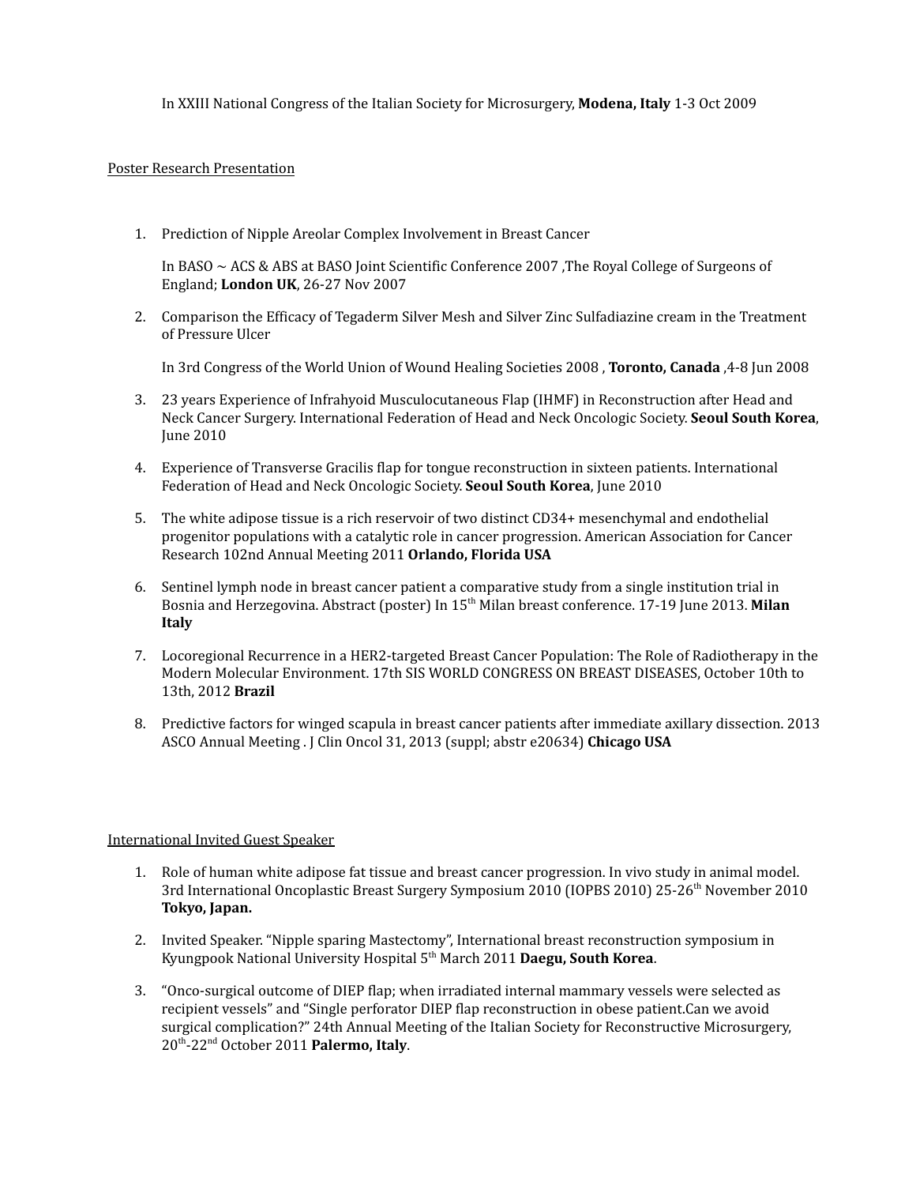In XXIII National Congress of the Italian Society for Microsurgery, **Modena, Italy** 1-3 Oct 2009

Poster Research Presentation

1. Prediction of Nipple Areolar Complex Involvement in Breast Cancer

   In BASO ~ ACS & ABS at BASO Joint Scientific Conference 2007 ,The Royal College of Surgeons of England; **London UK**, 26-27 Nov 2007

2. Comparison the Efficacy of Tegaderm Silver Mesh and Silver Zinc Sulfadiazine cream in the Treatment of Pressure Ulcer

   In 3rd Congress of the World Union of Wound Healing Societies 2008 , **Toronto, Canada** ,4-8 Jun 2008

3. 23 years Experience of Infrahyoid Musculocutaneous Flap (IHMF) in Reconstruction after Head and Neck Cancer Surgery. International Federation of Head and Neck Oncologic Society. **Seoul South Korea**, June 2010

4. Experience of Transverse Gracilis flap for tongue reconstruction in sixteen patients. International Federation of Head and Neck Oncologic Society. **Seoul South Korea**, June 2010

5. The white adipose tissue is a rich reservoir of two distinct CD34+ mesenchymal and endothelial progenitor populations with a catalytic role in cancer progression. American Association for Cancer Research 102nd Annual Meeting 2011 **Orlando, Florida USA**

6. Sentinel lymph node in breast cancer patient a comparative study from a single institution trial in Bosnia and Herzegovina. Abstract (poster) In 15th Milan breast conference. 17-19 June 2013. **Milan Italy**

7. Locoregional Recurrence in a HER2-targeted Breast Cancer Population: The Role of Radiotherapy in the Modern Molecular Environment. 17th SIS WORLD CONGRESS ON BREAST DISEASES, October 10th to 13th, 2012 **Brazil**

8. Predictive factors for winged scapula in breast cancer patients after immediate axillary dissection. 2013 ASCO Annual Meeting . J Clin Oncol 31, 2013 (suppl; abstr e20634) **Chicago USA**

International Invited Guest Speaker

1. Role of human white adipose fat tissue and breast cancer progression. In vivo study in animal model. 3rd International Oncoplastic Breast Surgery Symposium 2010 (IOPBS 2010) 25-26th November 2010 **Tokyo, Japan.**

2. Invited Speaker. "Nipple sparing Mastectomy", International breast reconstruction symposium in Kyungpook National University Hospital 5th March 2011 **Daegu, South Korea**.

3. "Onco-surgical outcome of DIEP flap; when irradiated internal mammary vessels were selected as recipient vessels" and "Single perforator DIEP flap reconstruction in obese patient.Can we avoid surgical complication?" 24th Annual Meeting of the Italian Society for Reconstructive Microsurgery, 20th-22nd October 2011 **Palermo, Italy**.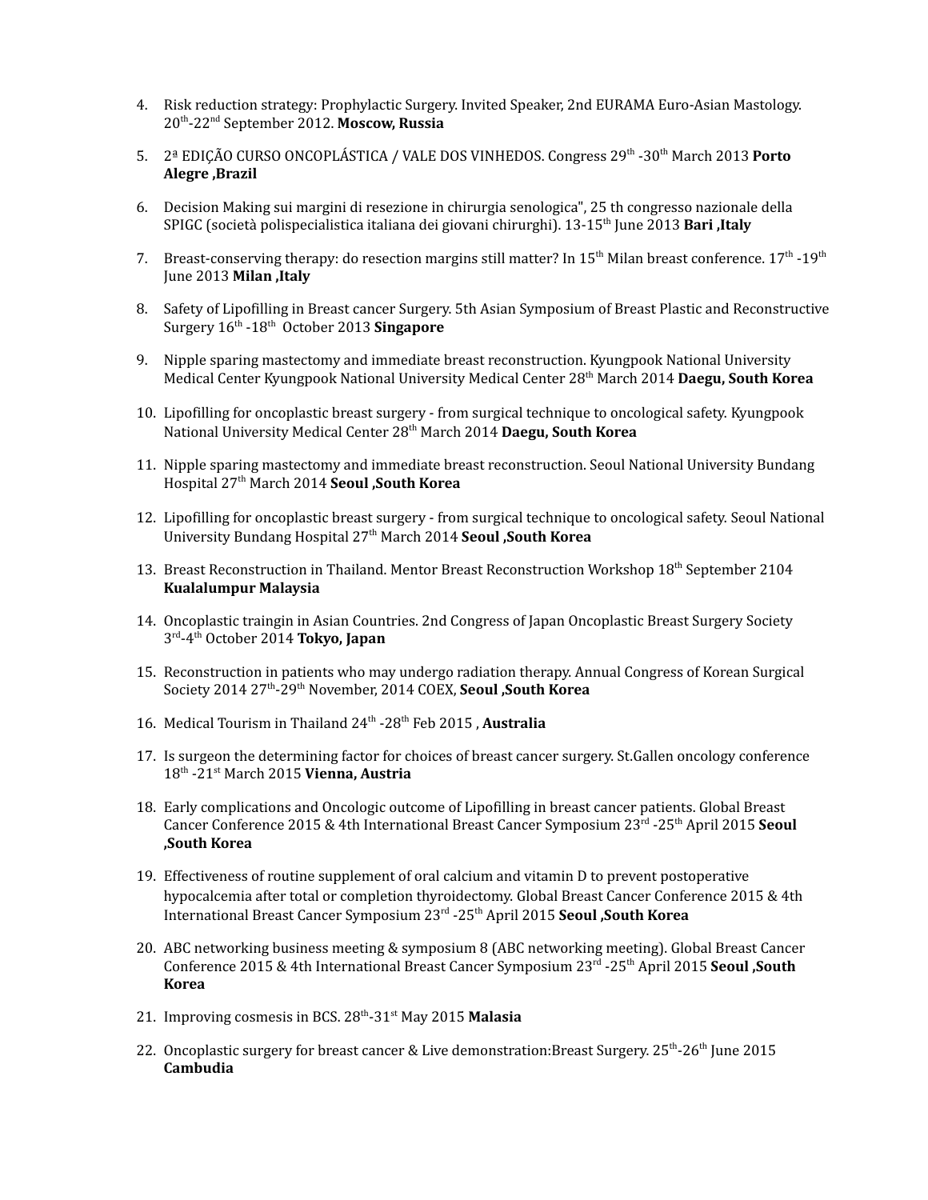4. Risk reduction strategy: Prophylactic Surgery. Invited Speaker, 2nd EURAMA Euro-Asian Mastology. 20th-22nd September 2012. **Moscow, Russia**

5. 2ª EDIÇÃO CURSO ONCOPLÁSTICA / VALE DOS VINHEDOS. Congress 29th -30th March 2013 **Porto Alegre ,Brazil**

6. Decision Making sui margini di resezione in chirurgia senologica", 25 th congresso nazionale della SPIGC (società polispecialistica italiana dei giovani chirurghi). 13-15th June 2013 **Bari ,Italy**

7. Breast-conserving therapy: do resection margins still matter? In 15th Milan breast conference. 17th -19th June 2013 **Milan ,Italy**

8. Safety of Lipofilling in Breast cancer Surgery. 5th Asian Symposium of Breast Plastic and Reconstructive Surgery 16th -18th October 2013 **Singapore**

9. Nipple sparing mastectomy and immediate breast reconstruction. Kyungpook National University Medical Center Kyungpook National University Medical Center 28th March 2014 **Daegu, South Korea**

10. Lipofilling for oncoplastic breast surgery - from surgical technique to oncological safety. Kyungpook National University Medical Center 28th March 2014 **Daegu, South Korea**

11. Nipple sparing mastectomy and immediate breast reconstruction. Seoul National University Bundang Hospital 27th March 2014 **Seoul ,South Korea**

12. Lipofilling for oncoplastic breast surgery - from surgical technique to oncological safety. Seoul National University Bundang Hospital 27th March 2014 **Seoul ,South Korea**

13. Breast Reconstruction in Thailand. Mentor Breast Reconstruction Workshop 18th September 2104 **Kualalumpur Malaysia**

14. Oncoplastic traingin in Asian Countries. 2nd Congress of Japan Oncoplastic Breast Surgery Society 3rd-4th October 2014 **Tokyo, Japan**

15. Reconstruction in patients who may undergo radiation therapy. Annual Congress of Korean Surgical Society 2014 27th-29th November, 2014 COEX, **Seoul ,South Korea**

16. Medical Tourism in Thailand 24th -28th Feb 2015 , **Australia**

17. Is surgeon the determining factor for choices of breast cancer surgery. St.Gallen oncology conference 18th -21st March 2015 **Vienna, Austria**

18. Early complications and Oncologic outcome of Lipofilling in breast cancer patients. Global Breast Cancer Conference 2015 & 4th International Breast Cancer Symposium 23rd -25th April 2015 **Seoul ,South Korea**

19. Effectiveness of routine supplement of oral calcium and vitamin D to prevent postoperative hypocalcemia after total or completion thyroidectomy. Global Breast Cancer Conference 2015 & 4th International Breast Cancer Symposium 23rd -25th April 2015 **Seoul ,South Korea**

20. ABC networking business meeting & symposium 8 (ABC networking meeting). Global Breast Cancer Conference 2015 & 4th International Breast Cancer Symposium 23rd -25th April 2015 **Seoul ,South Korea**

21. Improving cosmesis in BCS. 28th-31st May 2015 **Malasia**

22. Oncoplastic surgery for breast cancer & Live demonstration:Breast Surgery. 25th-26th June 2015 **Cambudia**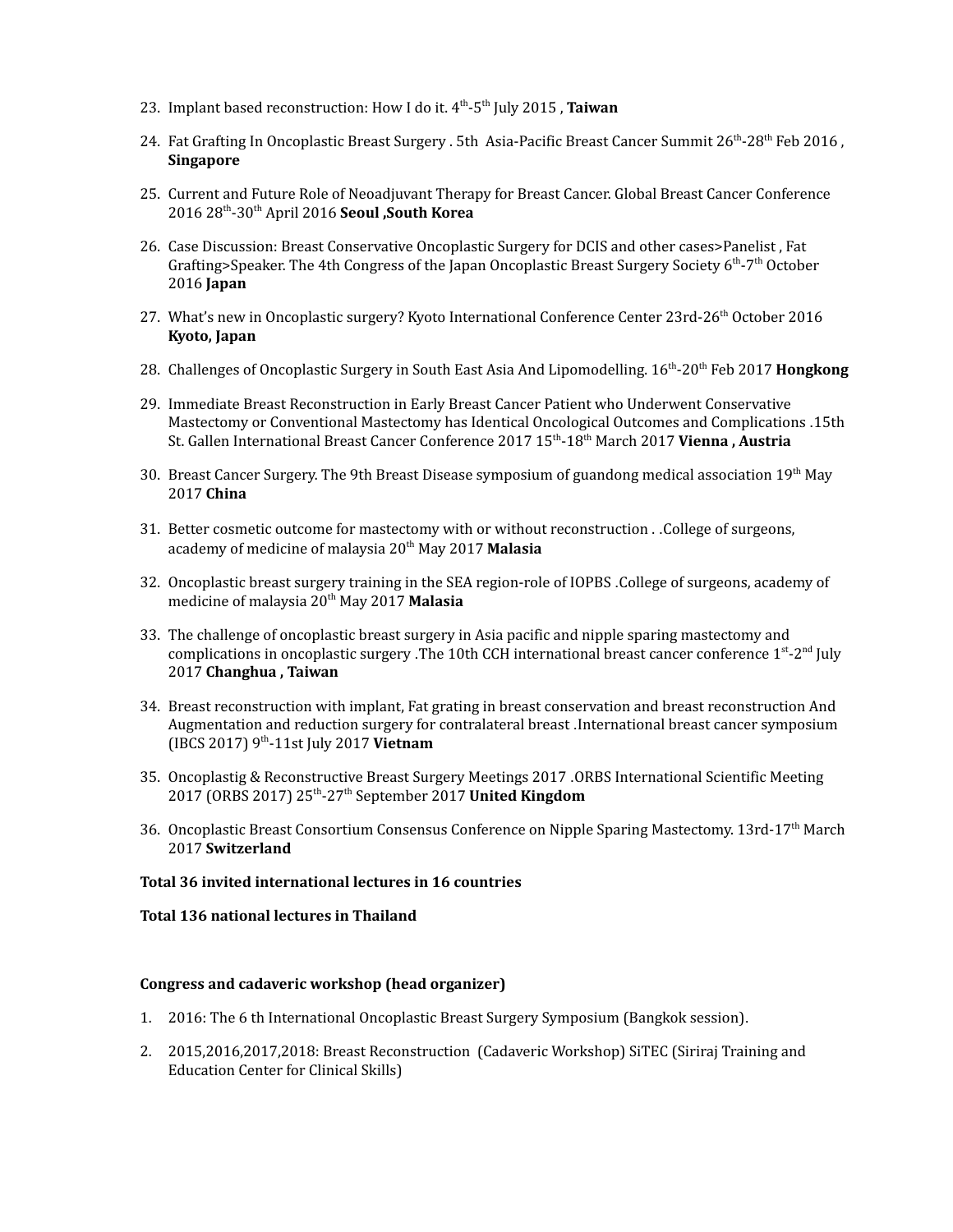23. Implant based reconstruction: How I do it. 4th-5th July 2015 , **Taiwan**

24. Fat Grafting In Oncoplastic Breast Surgery . 5th Asia-Pacific Breast Cancer Summit 26th-28th Feb 2016 , **Singapore**

25. Current and Future Role of Neoadjuvant Therapy for Breast Cancer. Global Breast Cancer Conference 2016 28th-30th April 2016 **Seoul ,South Korea**

26. Case Discussion: Breast Conservative Oncoplastic Surgery for DCIS and other cases>Panelist , Fat Grafting>Speaker. The 4th Congress of the Japan Oncoplastic Breast Surgery Society 6th-7th October 2016 **Japan**

27. What's new in Oncoplastic surgery? Kyoto International Conference Center 23rd-26th October 2016 **Kyoto, Japan**

28. Challenges of Oncoplastic Surgery in South East Asia And Lipomodelling. 16th-20th Feb 2017 **Hongkong**

29. Immediate Breast Reconstruction in Early Breast Cancer Patient who Underwent Conservative Mastectomy or Conventional Mastectomy has Identical Oncological Outcomes and Complications .15th St. Gallen International Breast Cancer Conference 2017 15th-18th March 2017 **Vienna , Austria**

30. Breast Cancer Surgery. The 9th Breast Disease symposium of guandong medical association 19th May 2017 **China**

31. Better cosmetic outcome for mastectomy with or without reconstruction . .College of surgeons, academy of medicine of malaysia 20th May 2017 **Malasia**

32. Oncoplastic breast surgery training in the SEA region-role of IOPBS .College of surgeons, academy of medicine of malaysia 20th May 2017 **Malasia**

33. The challenge of oncoplastic breast surgery in Asia pacific and nipple sparing mastectomy and complications in oncoplastic surgery .The 10th CCH international breast cancer conference 1st-2nd July 2017 **Changhua , Taiwan**

34. Breast reconstruction with implant, Fat grating in breast conservation and breast reconstruction And Augmentation and reduction surgery for contralateral breast .International breast cancer symposium (IBCS 2017) 9th-11st July 2017 **Vietnam**

35. Oncoplastig & Reconstructive Breast Surgery Meetings 2017 .ORBS International Scientific Meeting 2017 (ORBS 2017) 25th-27th September 2017 **United Kingdom**

36. Oncoplastic Breast Consortium Consensus Conference on Nipple Sparing Mastectomy. 13rd-17th March 2017 **Switzerland**

**Total 36 invited international lectures in 16 countries**

**Total 136 national lectures in Thailand**

**Congress and cadaveric workshop (head organizer)**

1. 2016: The 6 th International Oncoplastic Breast Surgery Symposium (Bangkok session).

2. 2015,2016,2017,2018: Breast Reconstruction (Cadaveric Workshop) SiTEC (Siriraj Training and Education Center for Clinical Skills)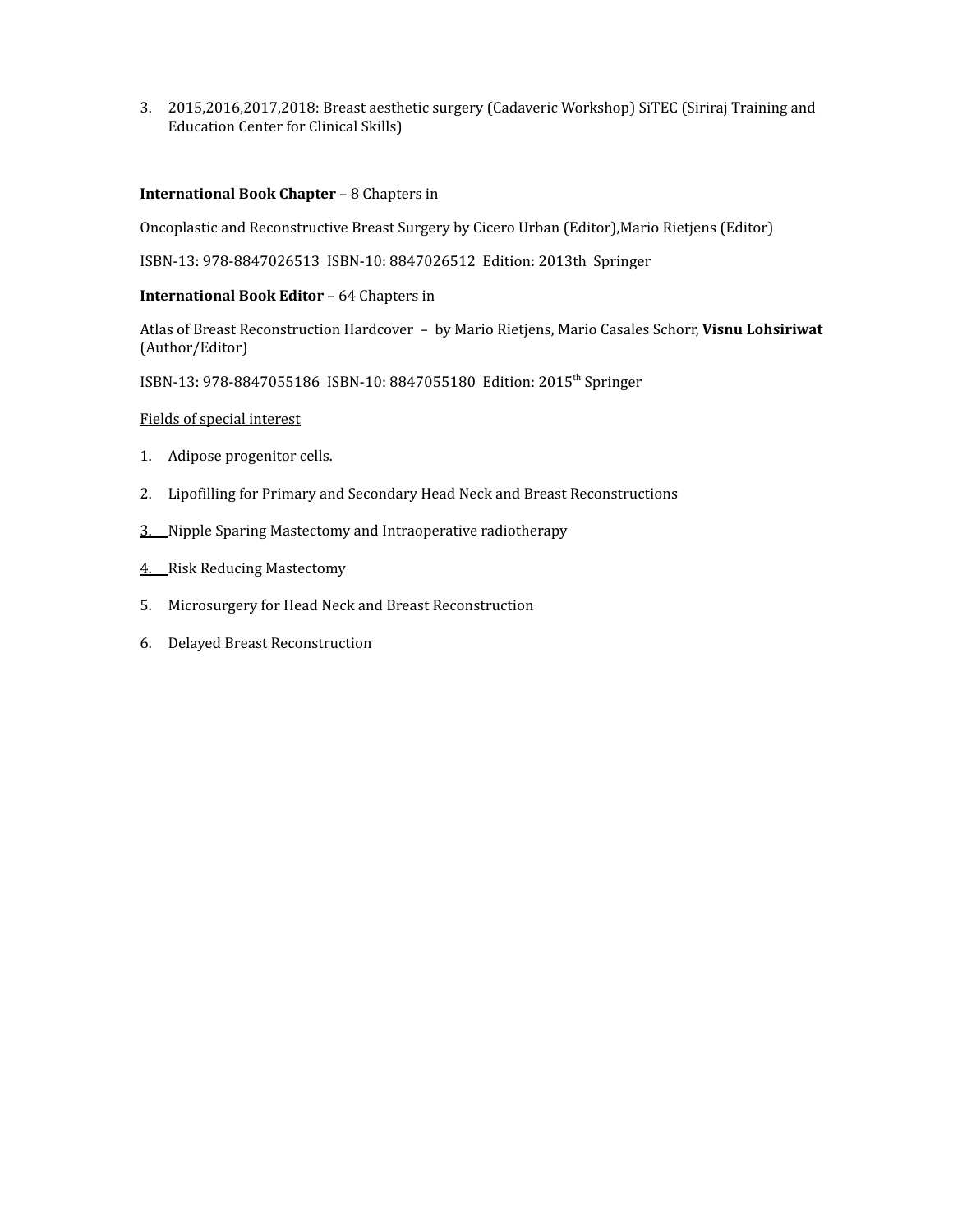3. 2015,2016,2017,2018: Breast aesthetic surgery (Cadaveric Workshop) SiTEC (Siriraj Training and Education Center for Clinical Skills)

**International Book Chapter** – 8 Chapters in

Oncoplastic and Reconstructive Breast Surgery by Cicero Urban (Editor),Mario Rietjens (Editor)

ISBN-13: 978-8847026513 ISBN-10: 8847026512 Edition: 2013th Springer

**International Book Editor** – 64 Chapters in

Atlas of Breast Reconstruction Hardcover – by Mario Rietjens, Mario Casales Schorr, **Visnu Lohsiriwat** (Author/Editor)

ISBN-13: 978-8847055186 ISBN-10: 8847055180 Edition: 2015th Springer

<u>Fields of special interest</u>

1. Adipose progenitor cells.
2. Lipofilling for Primary and Secondary Head Neck and Breast Reconstructions
3. Nipple Sparing Mastectomy and Intraoperative radiotherapy
4. Risk Reducing Mastectomy
5. Microsurgery for Head Neck and Breast Reconstruction
6. Delayed Breast Reconstruction